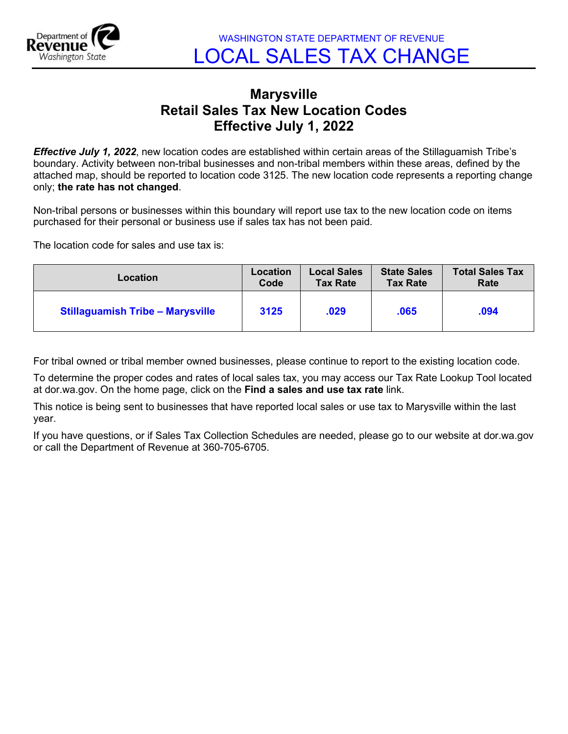WASHINGTON STATE DEPARTMENT OF REVENUE

# LOCAL SALES TAX CHANGE

## Marysville
## Retail Sales Tax New Location Codes
## Effective July 1, 2022

***Effective July 1, 2022***, new location codes are established within certain areas of the Stillaguamish Tribe's boundary. Activity between non-tribal businesses and non-tribal members within these areas, defined by the attached map, should be reported to location code 3125. The new location code represents a reporting change only; **the rate has not changed**.

Non-tribal persons or businesses within this boundary will report use tax to the new location code on items purchased for their personal or business use if sales tax has not been paid.

The location code for sales and use tax is:

| Location | Location Code | Local Sales Tax Rate | State Sales Tax Rate | Total Sales Tax Rate |
|---|---|---|---|---|
| **Stillaguamish Tribe – Marysville** | **3125** | **.029** | **.065** | **.094** |

For tribal owned or tribal member owned businesses, please continue to report to the existing location code.

To determine the proper codes and rates of local sales tax, you may access our Tax Rate Lookup Tool located at dor.wa.gov. On the home page, click on the **Find a sales and use tax rate** link.

This notice is being sent to businesses that have reported local sales or use tax to Marysville within the last year.

If you have questions, or if Sales Tax Collection Schedules are needed, please go to our website at dor.wa.gov or call the Department of Revenue at 360-705-6705.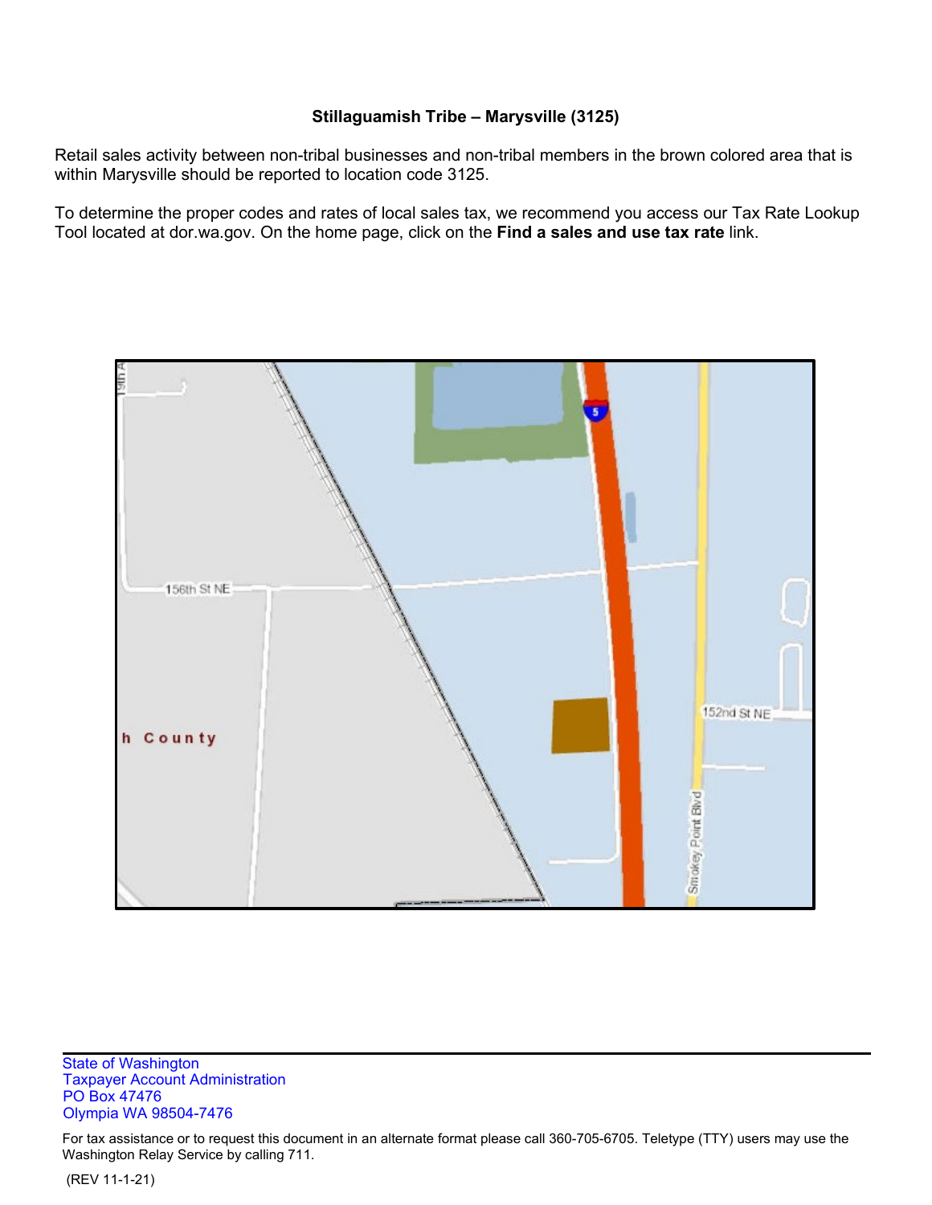**Stillaguamish Tribe – Marysville (3125)**

Retail sales activity between non-tribal businesses and non-tribal members in the brown colored area that is within Marysville should be reported to location code 3125.

To determine the proper codes and rates of local sales tax, we recommend you access our Tax Rate Lookup Tool located at dor.wa.gov. On the home page, click on the **Find a sales and use tax rate** link.

156th St NE

152nd St NE

Smokey Point Blvd

h County

5

State of Washington
Taxpayer Account Administration
PO Box 47476
Olympia WA 98504-7476

For tax assistance or to request this document in an alternate format please call 360-705-6705. Teletype (TTY) users may use the Washington Relay Service by calling 711.

(REV 11-1-21)